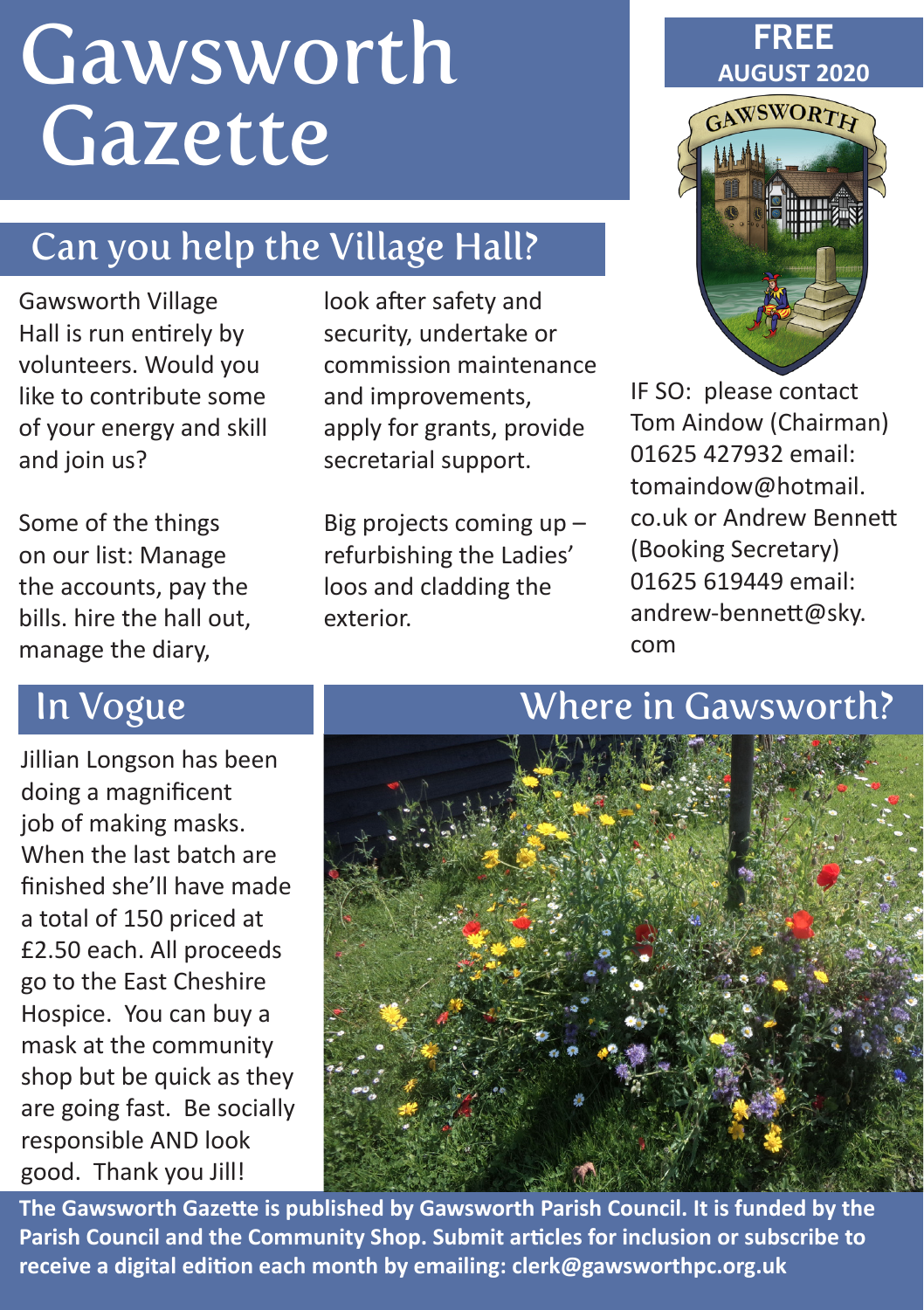# Gawsworth Gazette

**FREE**
**AUGUST 2020**

## Can you help the Village Hall?

Gawsworth Village Hall is run entirely by volunteers. Would you like to contribute some of your energy and skill and join us?

Some of the things on our list: Manage the accounts, pay the bills. hire the hall out, manage the diary, look after safety and security, undertake or commission maintenance and improvements, apply for grants, provide secretarial support.

Big projects coming up – refurbishing the Ladies' loos and cladding the exterior.

IF SO: please contact Tom Aindow (Chairman) 01625 427932 email: tomaindow@hotmail.co.uk or Andrew Bennett (Booking Secretary) 01625 619449 email: andrew-bennett@sky.com

## In Vogue

Jillian Longson has been doing a magnificent job of making masks. When the last batch are finished she'll have made a total of 150 priced at £2.50 each. All proceeds go to the East Cheshire Hospice. You can buy a mask at the community shop but be quick as they are going fast. Be socially responsible AND look good. Thank you Jill!

## Where in Gawsworth?

**The Gawsworth Gazette is published by Gawsworth Parish Council. It is funded by the Parish Council and the Community Shop. Submit articles for inclusion or subscribe to receive a digital edition each month by emailing: clerk@gawsworthpc.org.uk**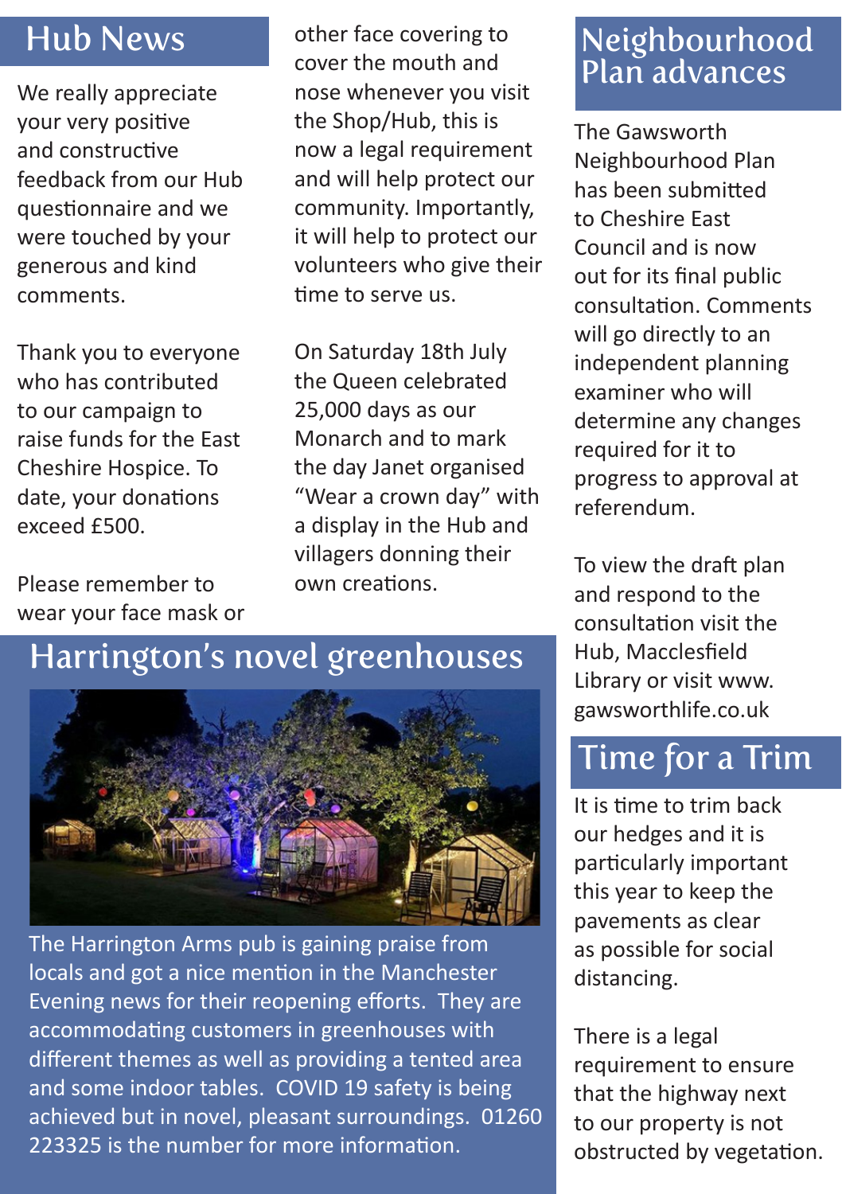## Hub News

We really appreciate your very positive and constructive feedback from our Hub questionnaire and we were touched by your generous and kind comments.

Thank you to everyone who has contributed to our campaign to raise funds for the East Cheshire Hospice. To date, your donations exceed £500.

Please remember to wear your face mask or other face covering to cover the mouth and nose whenever you visit the Shop/Hub, this is now a legal requirement and will help protect our community. Importantly, it will help to protect our volunteers who give their time to serve us.

On Saturday 18th July the Queen celebrated 25,000 days as our Monarch and to mark the day Janet organised "Wear a crown day" with a display in the Hub and villagers donning their own creations.

## Harrington's novel greenhouses

The Harrington Arms pub is gaining praise from locals and got a nice mention in the Manchester Evening news for their reopening efforts. They are accommodating customers in greenhouses with different themes as well as providing a tented area and some indoor tables. COVID 19 safety is being achieved but in novel, pleasant surroundings. 01260 223325 is the number for more information.

## Neighbourhood Plan advances

The Gawsworth Neighbourhood Plan has been submitted to Cheshire East Council and is now out for its final public consultation. Comments will go directly to an independent planning examiner who will determine any changes required for it to progress to approval at referendum.

To view the draft plan and respond to the consultation visit the Hub, Macclesfield Library or visit www.gawsworthlife.co.uk

## Time for a Trim

It is time to trim back our hedges and it is particularly important this year to keep the pavements as clear as possible for social distancing.

There is a legal requirement to ensure that the highway next to our property is not obstructed by vegetation.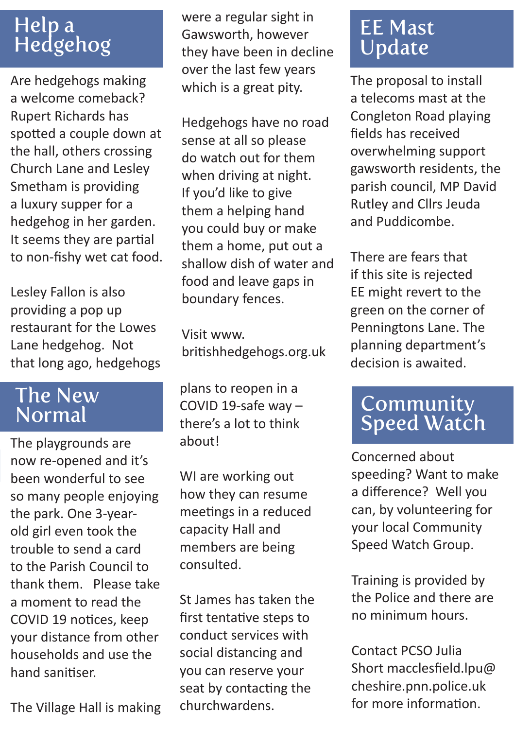## Help a Hedgehog

Are hedgehogs making a welcome comeback? Rupert Richards has spotted a couple down at the hall, others crossing Church Lane and Lesley Smetham is providing a luxury supper for a hedgehog in her garden. It seems they are partial to non-fishy wet cat food.

Lesley Fallon is also providing a pop up restaurant for the Lowes Lane hedgehog. Not that long ago, hedgehogs were a regular sight in Gawsworth, however they have been in decline over the last few years which is a great pity.

Hedgehogs have no road sense at all so please do watch out for them when driving at night. If you'd like to give them a helping hand you could buy or make them a home, put out a shallow dish of water and food and leave gaps in boundary fences.

Visit www.britishhedgehogs.org.uk

## The New Normal

The playgrounds are now re-opened and it's been wonderful to see so many people enjoying the park. One 3-year-old girl even took the trouble to send a card to the Parish Council to thank them. Please take a moment to read the COVID 19 notices, keep your distance from other households and use the hand sanitiser.

The Village Hall is making plans to reopen in a COVID 19-safe way – there's a lot to think about!

WI are working out how they can resume meetings in a reduced capacity Hall and members are being consulted.

St James has taken the first tentative steps to conduct services with social distancing and you can reserve your seat by contacting the churchwardens.

## EE Mast Update

The proposal to install a telecoms mast at the Congleton Road playing fields has received overwhelming support gawsworth residents, the parish council, MP David Rutley and Cllrs Jeuda and Puddicombe.

There are fears that if this site is rejected EE might revert to the green on the corner of Penningtons Lane. The planning department's decision is awaited.

## Community Speed Watch

Concerned about speeding? Want to make a difference? Well you can, by volunteering for your local Community Speed Watch Group.

Training is provided by the Police and there are no minimum hours.

Contact PCSO Julia Short macclesfield.lpu@cheshire.pnn.police.uk for more information.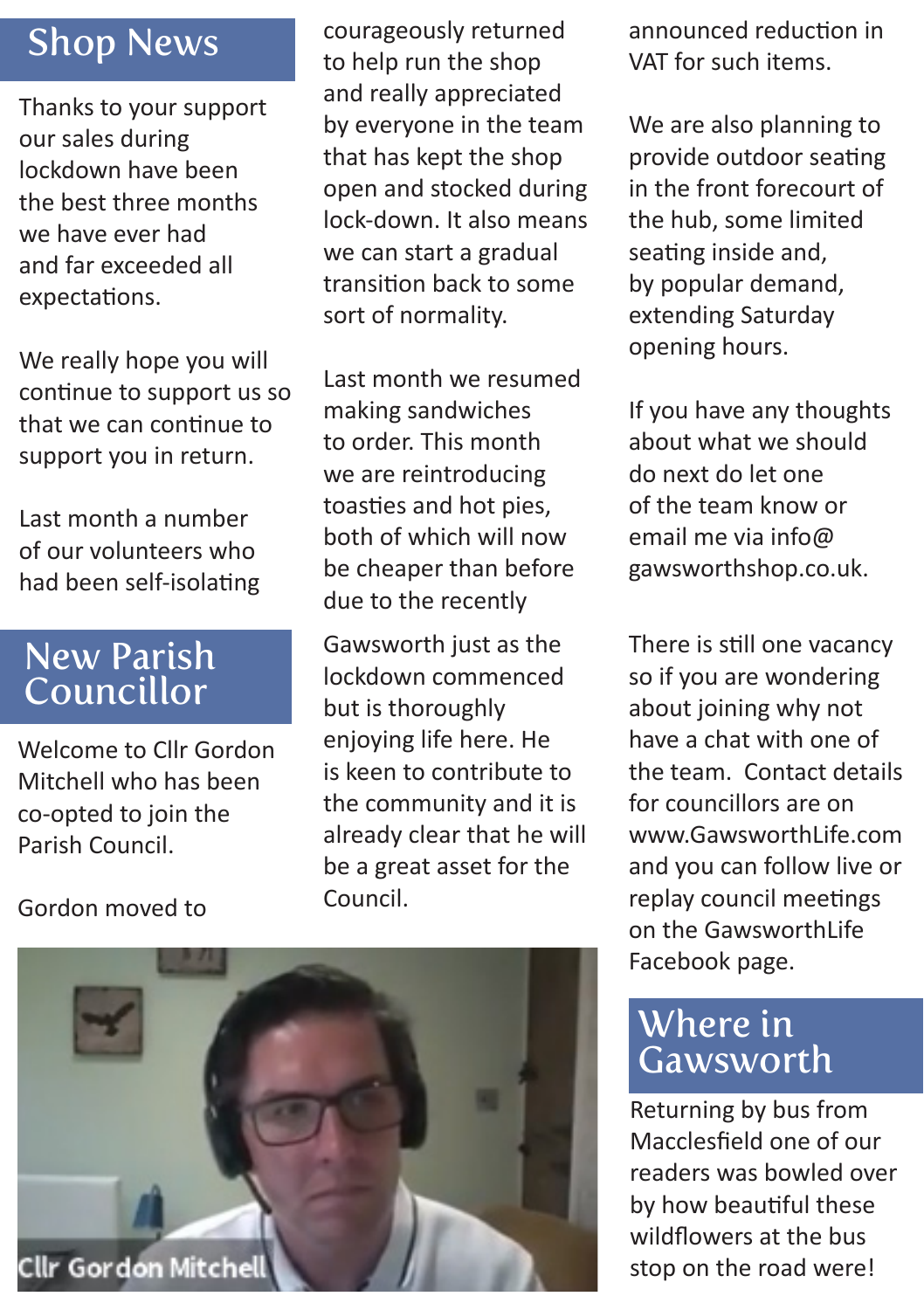## Shop News

Thanks to your support our sales during lockdown have been the best three months we have ever had and far exceeded all expectations.

We really hope you will continue to support us so that we can continue to support you in return.

Last month a number of our volunteers who had been self-isolating courageously returned to help run the shop and really appreciated by everyone in the team that has kept the shop open and stocked during lock-down. It also means we can start a gradual transition back to some sort of normality.

Last month we resumed making sandwiches to order. This month we are reintroducing toasties and hot pies, both of which will now be cheaper than before due to the recently announced reduction in VAT for such items.

We are also planning to provide outdoor seating in the front forecourt of the hub, some limited seating inside and, by popular demand, extending Saturday opening hours.

If you have any thoughts about what we should do next do let one of the team know or email me via info@gawsworthshop.co.uk.

## New Parish Councillor

Welcome to Cllr Gordon Mitchell who has been co-opted to join the Parish Council.

Gordon moved to Gawsworth just as the lockdown commenced but is thoroughly enjoying life here. He is keen to contribute to the community and it is already clear that he will be a great asset for the Council.

Cllr Gordon Mitchell

There is still one vacancy so if you are wondering about joining why not have a chat with one of the team. Contact details for councillors are on www.GawsworthLife.com and you can follow live or replay council meetings on the GawsworthLife Facebook page.

## Where in Gawsworth

Returning by bus from Macclesfield one of our readers was bowled over by how beautiful these wildflowers at the bus stop on the road were!